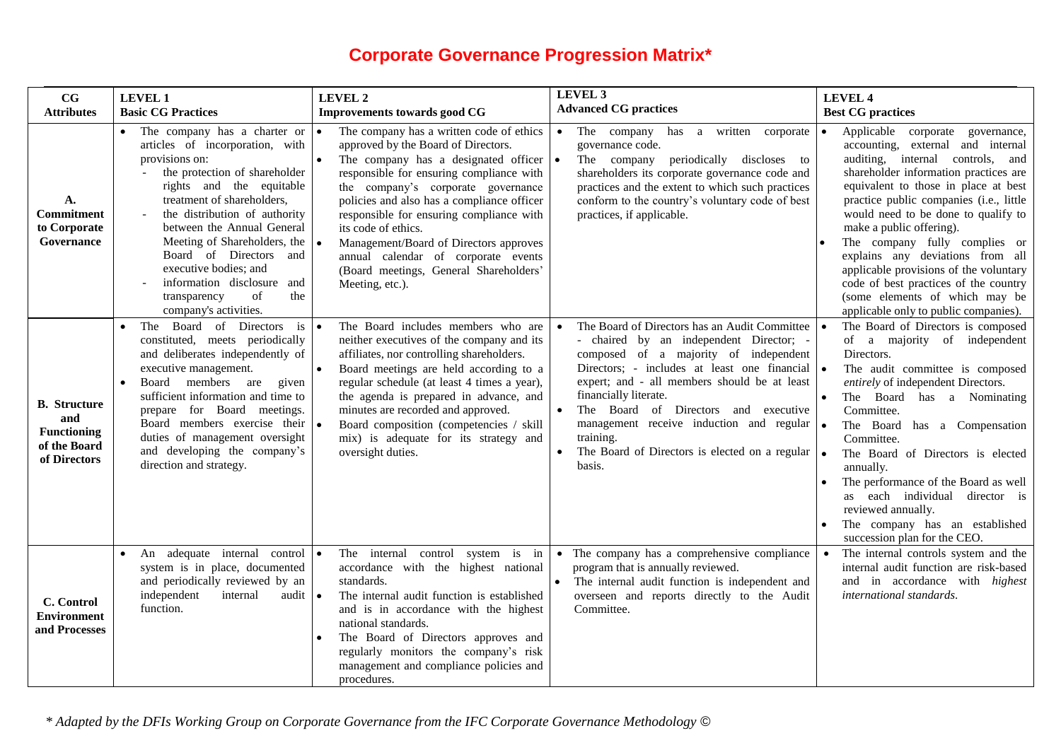# Corporate Governance Progression Matrix*

| CG Attributes | LEVEL 1<br>Basic CG Practices | LEVEL 2<br>Improvements towards good CG | LEVEL 3<br>Advanced CG practices | LEVEL 4<br>Best CG practices |
|---|---|---|---|---|
| **A. Commitment to Corporate Governance** | • The company has a charter or articles of incorporation, with provisions on:<br>- the protection of shareholder rights and the equitable treatment of shareholders,<br>- the distribution of authority between the Annual General Meeting of Shareholders, the Board of Directors and executive bodies; and<br>- information disclosure and transparency of the company's activities. | • The company has a written code of ethics approved by the Board of Directors.<br>• The company has a designated officer responsible for ensuring compliance with the company's corporate governance policies and also has a compliance officer responsible for ensuring compliance with its code of ethics.<br>• Management/Board of Directors approves annual calendar of corporate events (Board meetings, General Shareholders' Meeting, etc.). | • The company has a written corporate governance code.<br>• The company periodically discloses to shareholders its corporate governance code and practices and the extent to which such practices conform to the country's voluntary code of best practices, if applicable. | • Applicable corporate governance, accounting, external and internal auditing, internal controls, and shareholder information practices are equivalent to those in place at best practice public companies (i.e., little would need to be done to qualify to make a public offering).<br>• The company fully complies or explains any deviations from all applicable provisions of the voluntary code of best practices of the country (some elements of which may be applicable only to public companies). |
| **B. Structure and Functioning of the Board of Directors** | • The Board of Directors is constituted, meets periodically and deliberates independently of executive management.<br>• Board members are given sufficient information and time to prepare for Board meetings. Board members exercise their duties of management oversight and developing the company's direction and strategy. | • The Board includes members who are neither executives of the company and its affiliates, nor controlling shareholders.<br>• Board meetings are held according to a regular schedule (at least 4 times a year), the agenda is prepared in advance, and minutes are recorded and approved.<br>• Board composition (competencies / skill mix) is adequate for its strategy and oversight duties. | • The Board of Directors has an Audit Committee - chaired by an independent Director; - composed of a majority of independent Directors; - includes at least one financial expert; and - all members should be at least financially literate.<br>• The Board of Directors and executive management receive induction and regular training.<br>• The Board of Directors is elected on a regular basis. | • The Board of Directors is composed of a majority of independent Directors.<br>• The audit committee is composed *entirely* of independent Directors.<br>• The Board has a Nominating Committee.<br>• The Board has a Compensation Committee.<br>• The Board of Directors is elected annually.<br>• The performance of the Board as well as each individual director is reviewed annually.<br>• The company has an established succession plan for the CEO. |
| **C. Control Environment and Processes** | • An adequate internal control system is in place, documented and periodically reviewed by an independent internal audit function. | • The internal control system is in accordance with the highest national standards.<br>• The internal audit function is established and is in accordance with the highest national standards.<br>• The Board of Directors approves and regularly monitors the company's risk management and compliance policies and procedures. | • The company has a comprehensive compliance program that is annually reviewed.<br>• The internal audit function is independent and overseen and reports directly to the Audit Committee. | • The internal controls system and the internal audit function are risk-based and in accordance with *highest international standards*. |

*\* Adapted by the DFIs Working Group on Corporate Governance from the IFC Corporate Governance Methodology ©*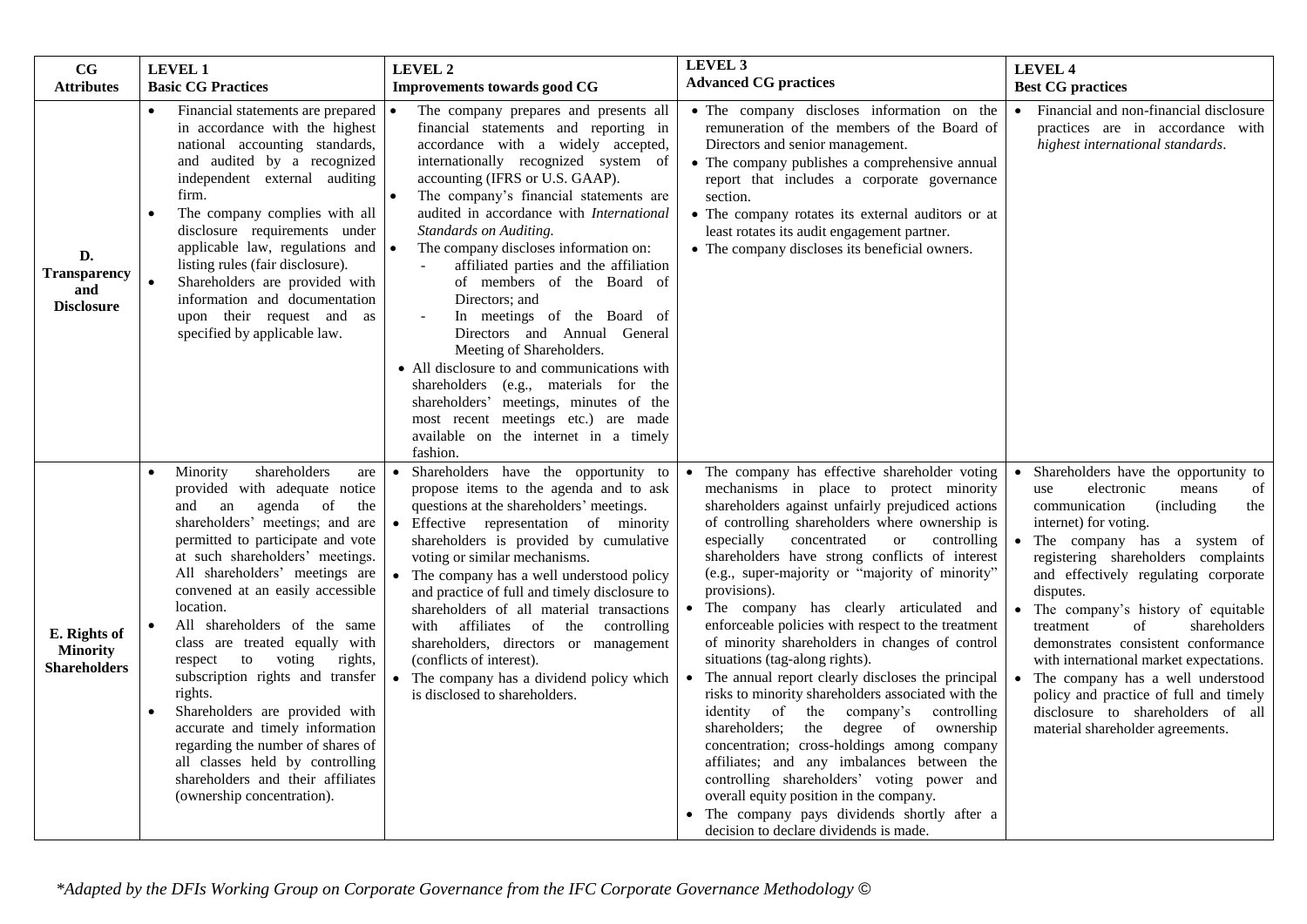| CG Attributes | LEVEL 1<br>Basic CG Practices | LEVEL 2<br>Improvements towards good CG | LEVEL 3<br>Advanced CG practices | LEVEL 4<br>Best CG practices |
|---|---|---|---|---|
| **D. Transparency and Disclosure** | • Financial statements are prepared in accordance with the highest national accounting standards, and audited by a recognized independent external auditing firm.<br>• The company complies with all disclosure requirements under applicable law, regulations and listing rules (fair disclosure).<br>• Shareholders are provided with information and documentation upon their request and as specified by applicable law. | • The company prepares and presents all financial statements and reporting in accordance with a widely accepted, internationally recognized system of accounting (IFRS or U.S. GAAP).<br>• The company's financial statements are audited in accordance with *International Standards on Auditing.*<br>• The company discloses information on:<br>- affiliated parties and the affiliation of members of the Board of Directors; and<br>- In meetings of the Board of Directors and Annual General Meeting of Shareholders.<br>• All disclosure to and communications with shareholders (e.g., materials for the shareholders' meetings, minutes of the most recent meetings etc.) are made available on the internet in a timely fashion. | • The company discloses information on the remuneration of the members of the Board of Directors and senior management.<br>• The company publishes a comprehensive annual report that includes a corporate governance section.<br>• The company rotates its external auditors or at least rotates its audit engagement partner.<br>• The company discloses its beneficial owners. | • Financial and non-financial disclosure practices are in accordance with *highest international standards*. |
| **E. Rights of Minority Shareholders** | • Minority shareholders are provided with adequate notice and an agenda of the shareholders' meetings; and are permitted to participate and vote at such shareholders' meetings. All shareholders' meetings are convened at an easily accessible location.<br>• All shareholders of the same class are treated equally with respect to voting rights, subscription rights and transfer rights.<br>• Shareholders are provided with accurate and timely information regarding the number of shares of all classes held by controlling shareholders and their affiliates (ownership concentration). | • Shareholders have the opportunity to propose items to the agenda and to ask questions at the shareholders' meetings.<br>• Effective representation of minority shareholders is provided by cumulative voting or similar mechanisms.<br>• The company has a well understood policy and practice of full and timely disclosure to shareholders of all material transactions with affiliates of the controlling shareholders, directors or management (conflicts of interest).<br>• The company has a dividend policy which is disclosed to shareholders. | • The company has effective shareholder voting mechanisms in place to protect minority shareholders against unfairly prejudiced actions of controlling shareholders where ownership is especially concentrated or controlling shareholders have strong conflicts of interest (e.g., super-majority or "majority of minority" provisions).<br>• The company has clearly articulated and enforceable policies with respect to the treatment of minority shareholders in changes of control situations (tag-along rights).<br>• The annual report clearly discloses the principal risks to minority shareholders associated with the identity of the company's controlling shareholders; the degree of ownership concentration; cross-holdings among company affiliates; and any imbalances between the controlling shareholders' voting power and overall equity position in the company.<br>• The company pays dividends shortly after a decision to declare dividends is made. | • Shareholders have the opportunity to use electronic means of communication (including the internet) for voting.<br>• The company has a system of registering shareholders complaints and effectively regulating corporate disputes.<br>• The company's history of equitable treatment of shareholders demonstrates consistent conformance with international market expectations.<br>• The company has a well understood policy and practice of full and timely disclosure to shareholders of all material shareholder agreements. |

*\*Adapted by the DFIs Working Group on Corporate Governance from the IFC Corporate Governance Methodology ©*